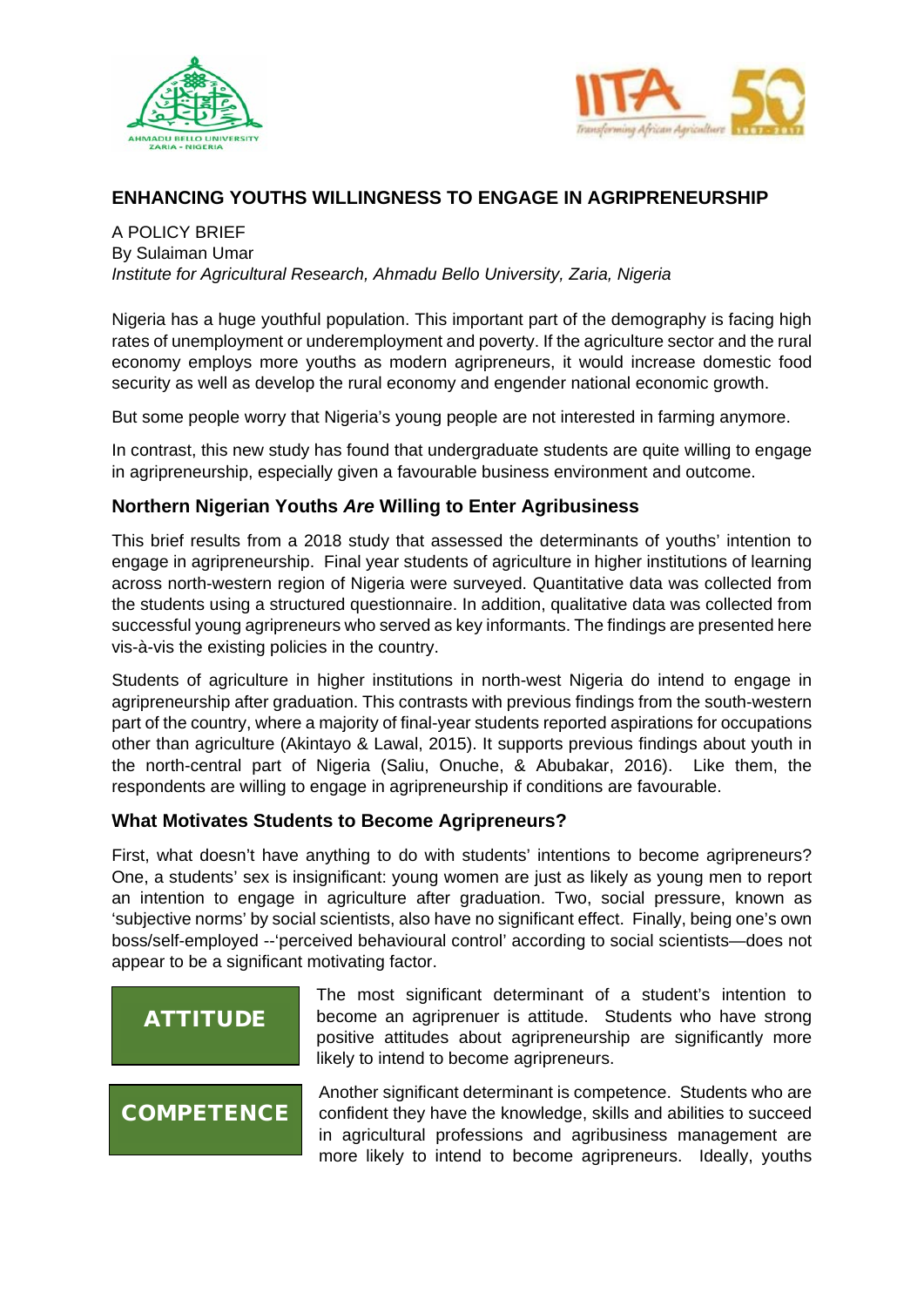## ENHANCING YOUTHS WILLINGNESS TO ENGAGE IN AGRIPRENEURSHIP

A POLICY BRIEF
By Sulaiman Umar
*Institute for Agricultural Research, Ahmadu Bello University, Zaria, Nigeria*

Nigeria has a huge youthful population. This important part of the demography is facing high rates of unemployment or underemployment and poverty. If the agriculture sector and the rural economy employs more youths as modern agripreneurs, it would increase domestic food security as well as develop the rural economy and engender national economic growth.

But some people worry that Nigeria's young people are not interested in farming anymore.

In contrast, this new study has found that undergraduate students are quite willing to engage in agripreneurship, especially given a favourable business environment and outcome.

### Northern Nigerian Youths *Are* Willing to Enter Agribusiness

This brief results from a 2018 study that assessed the determinants of youths' intention to engage in agripreneurship. Final year students of agriculture in higher institutions of learning across north-western region of Nigeria were surveyed. Quantitative data was collected from the students using a structured questionnaire. In addition, qualitative data was collected from successful young agripreneurs who served as key informants. The findings are presented here vis-à-vis the existing policies in the country.

Students of agriculture in higher institutions in north-west Nigeria do intend to engage in agripreneurship after graduation. This contrasts with previous findings from the south-western part of the country, where a majority of final-year students reported aspirations for occupations other than agriculture (Akintayo & Lawal, 2015). It supports previous findings about youth in the north-central part of Nigeria (Saliu, Onuche, & Abubakar, 2016). Like them, the respondents are willing to engage in agripreneurship if conditions are favourable.

### What Motivates Students to Become Agripreneurs?

First, what doesn't have anything to do with students' intentions to become agripreneurs? One, a students' sex is insignificant: young women are just as likely as young men to report an intention to engage in agriculture after graduation. Two, social pressure, known as 'subjective norms' by social scientists, also have no significant effect. Finally, being one's own boss/self-employed --'perceived behavioural control' according to social scientists—does not appear to be a significant motivating factor.

**ATTITUDE**

The most significant determinant of a student's intention to become an agriprenuer is attitude. Students who have strong positive attitudes about agripreneurship are significantly more likely to intend to become agripreneurs.

**COMPETENCE**

Another significant determinant is competence. Students who are confident they have the knowledge, skills and abilities to succeed in agricultural professions and agribusiness management are more likely to intend to become agripreneurs. Ideally, youths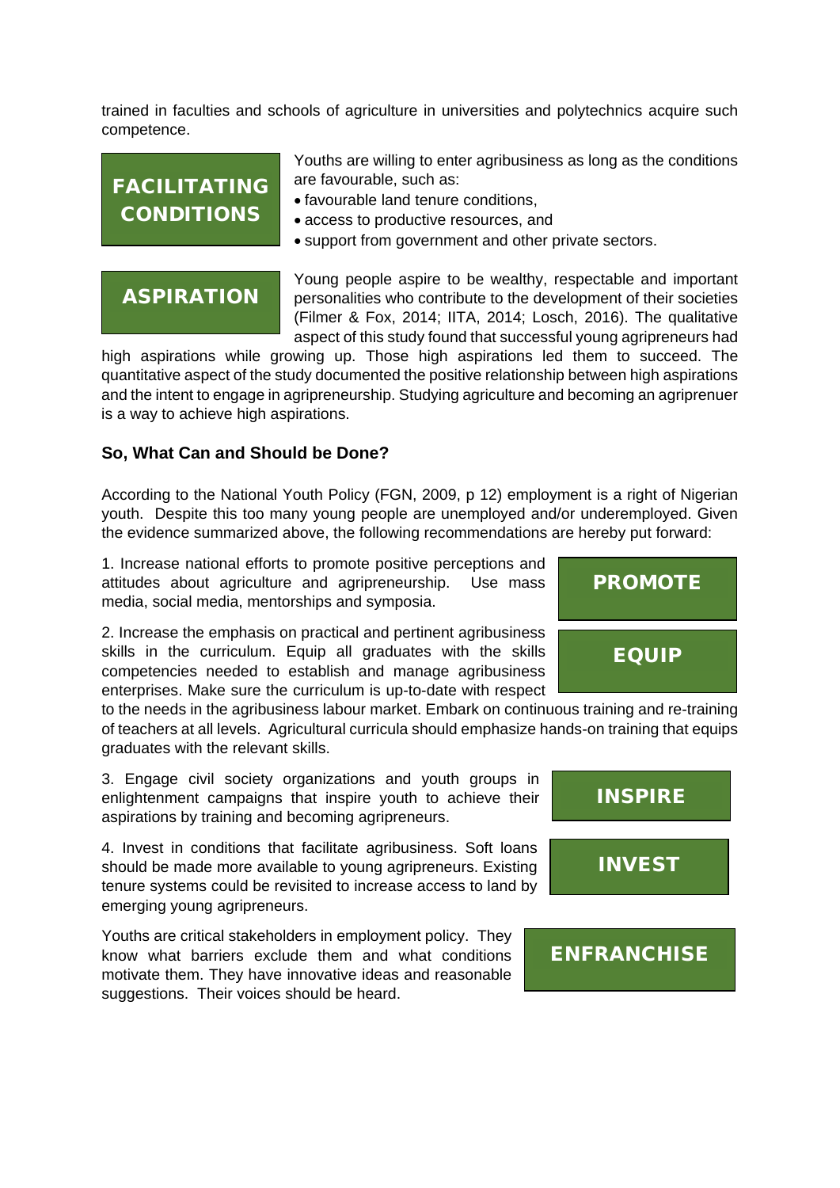trained in faculties and schools of agriculture in universities and polytechnics acquire such competence.

**FACILITATING CONDITIONS**

Youths are willing to enter agribusiness as long as the conditions are favourable, such as:

- favourable land tenure conditions,
- access to productive resources, and
- support from government and other private sectors.

**ASPIRATION**

Young people aspire to be wealthy, respectable and important personalities who contribute to the development of their societies (Filmer & Fox, 2014; IITA, 2014; Losch, 2016). The qualitative aspect of this study found that successful young agripreneurs had high aspirations while growing up. Those high aspirations led them to succeed. The quantitative aspect of the study documented the positive relationship between high aspirations and the intent to engage in agripreneurship. Studying agriculture and becoming an agriprenuer is a way to achieve high aspirations.

### So, What Can and Should be Done?

According to the National Youth Policy (FGN, 2009, p 12) employment is a right of Nigerian youth. Despite this too many young people are unemployed and/or underemployed. Given the evidence summarized above, the following recommendations are hereby put forward:

**PROMOTE**

1. Increase national efforts to promote positive perceptions and attitudes about agriculture and agripreneurship. Use mass media, social media, mentorships and symposia.

**EQUIP**

2. Increase the emphasis on practical and pertinent agribusiness skills in the curriculum. Equip all graduates with the skills competencies needed to establish and manage agribusiness enterprises. Make sure the curriculum is up-to-date with respect to the needs in the agribusiness labour market. Embark on continuous training and re-training of teachers at all levels. Agricultural curricula should emphasize hands-on training that equips graduates with the relevant skills.

**INSPIRE**

3. Engage civil society organizations and youth groups in enlightenment campaigns that inspire youth to achieve their aspirations by training and becoming agripreneurs.

**INVEST**

4. Invest in conditions that facilitate agribusiness. Soft loans should be made more available to young agripreneurs. Existing tenure systems could be revisited to increase access to land by emerging young agripreneurs.

**ENFRANCHISE**

Youths are critical stakeholders in employment policy. They know what barriers exclude them and what conditions motivate them. They have innovative ideas and reasonable suggestions. Their voices should be heard.